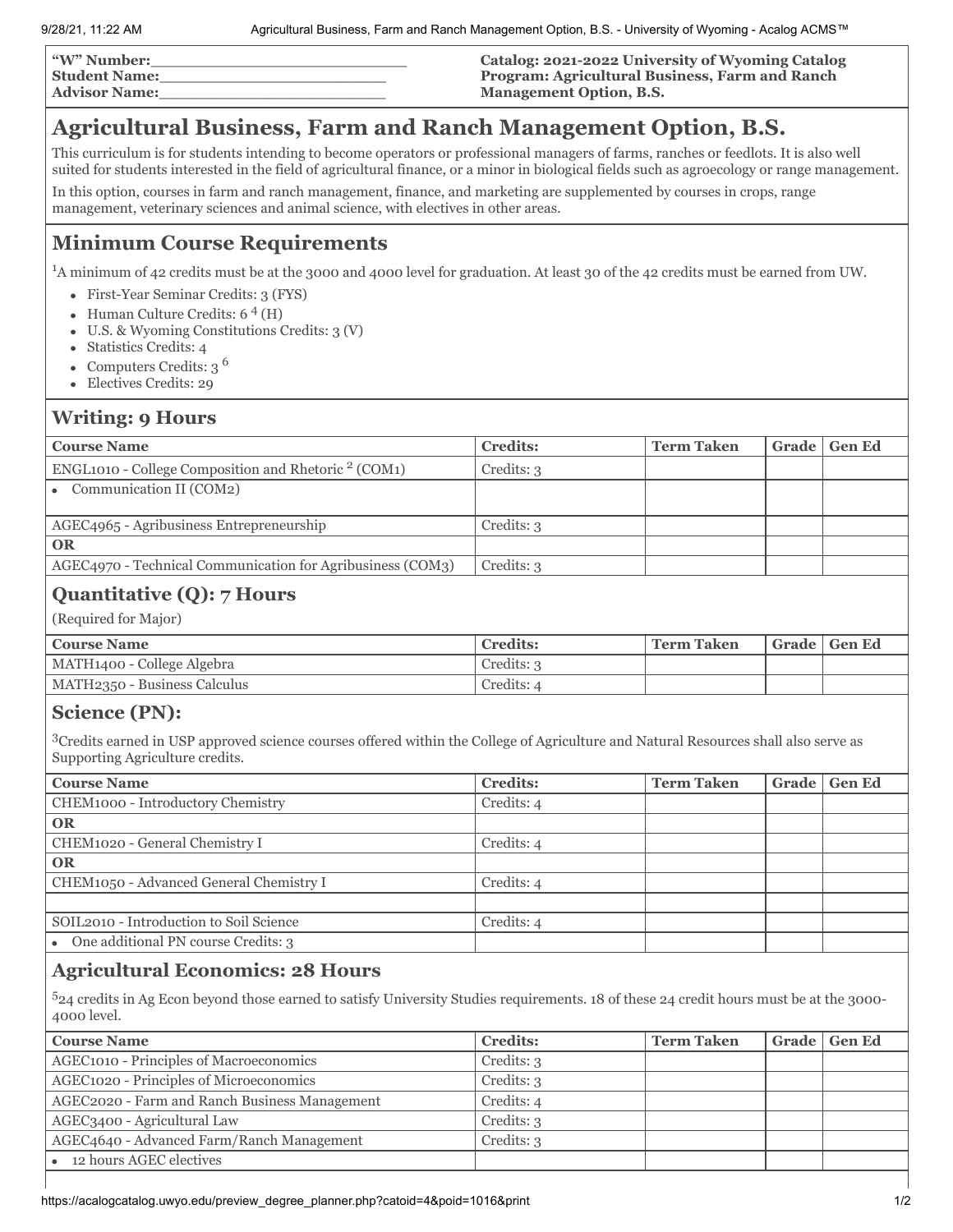**"W" Number:**\_\_\_\_\_\_\_\_\_\_\_\_\_\_\_\_\_\_\_\_\_\_\_\_\_\_
**Student Name:**\_\_\_\_\_\_\_\_\_\_\_\_\_\_\_\_\_\_\_\_\_\_\_\_
**Advisor Name:**\_\_\_\_\_\_\_\_\_\_\_\_\_\_\_\_\_\_\_\_\_\_\_\_

**Catalog: 2021-2022 University of Wyoming Catalog**
**Program: Agricultural Business, Farm and Ranch Management Option, B.S.**

# Agricultural Business, Farm and Ranch Management Option, B.S.

This curriculum is for students intending to become operators or professional managers of farms, ranches or feedlots. It is also well suited for students interested in the field of agricultural finance, or a minor in biological fields such as agroecology or range management.

In this option, courses in farm and ranch management, finance, and marketing are supplemented by courses in crops, range management, veterinary sciences and animal science, with electives in other areas.

## Minimum Course Requirements

[1]A minimum of 42 credits must be at the 3000 and 4000 level for graduation. At least 30 of the 42 credits must be earned from UW.

- First-Year Seminar Credits: 3 (FYS)
- Human Culture Credits: 6 [4] (H)
- U.S. & Wyoming Constitutions Credits: 3 (V)
- Statistics Credits: 4
- Computers Credits: 3 [6]
- Electives Credits: 29

## Writing: 9 Hours

| Course Name | Credits: | Term Taken | Grade | Gen Ed |
|---|---|---|---|---|
| ENGL1010 - College Composition and Rhetoric [2] (COM1) | Credits: 3 | | | |
| • Communication II (COM2) | | | | |
| AGEC4965 - Agribusiness Entrepreneurship | Credits: 3 | | | |
| **OR** | | | | |
| AGEC4970 - Technical Communication for Agribusiness (COM3) | Credits: 3 | | | |

## Quantitative (Q): 7 Hours

(Required for Major)

| Course Name | Credits: | Term Taken | Grade | Gen Ed |
|---|---|---|---|---|
| MATH1400 - College Algebra | Credits: 3 | | | |
| MATH2350 - Business Calculus | Credits: 4 | | | |

## Science (PN):

[3]Credits earned in USP approved science courses offered within the College of Agriculture and Natural Resources shall also serve as Supporting Agriculture credits.

| Course Name | Credits: | Term Taken | Grade | Gen Ed |
|---|---|---|---|---|
| CHEM1000 - Introductory Chemistry | Credits: 4 | | | |
| **OR** | | | | |
| CHEM1020 - General Chemistry I | Credits: 4 | | | |
| **OR** | | | | |
| CHEM1050 - Advanced General Chemistry I | Credits: 4 | | | |
| | | | | |
| SOIL2010 - Introduction to Soil Science | Credits: 4 | | | |
| • One additional PN course Credits: 3 | | | | |

## Agricultural Economics: 28 Hours

[5]24 credits in Ag Econ beyond those earned to satisfy University Studies requirements. 18 of these 24 credit hours must be at the 3000-4000 level.

| Course Name | Credits: | Term Taken | Grade | Gen Ed |
|---|---|---|---|---|
| AGEC1010 - Principles of Macroeconomics | Credits: 3 | | | |
| AGEC1020 - Principles of Microeconomics | Credits: 3 | | | |
| AGEC2020 - Farm and Ranch Business Management | Credits: 4 | | | |
| AGEC3400 - Agricultural Law | Credits: 3 | | | |
| AGEC4640 - Advanced Farm/Ranch Management | Credits: 3 | | | |
| • 12 hours AGEC electives | | | | |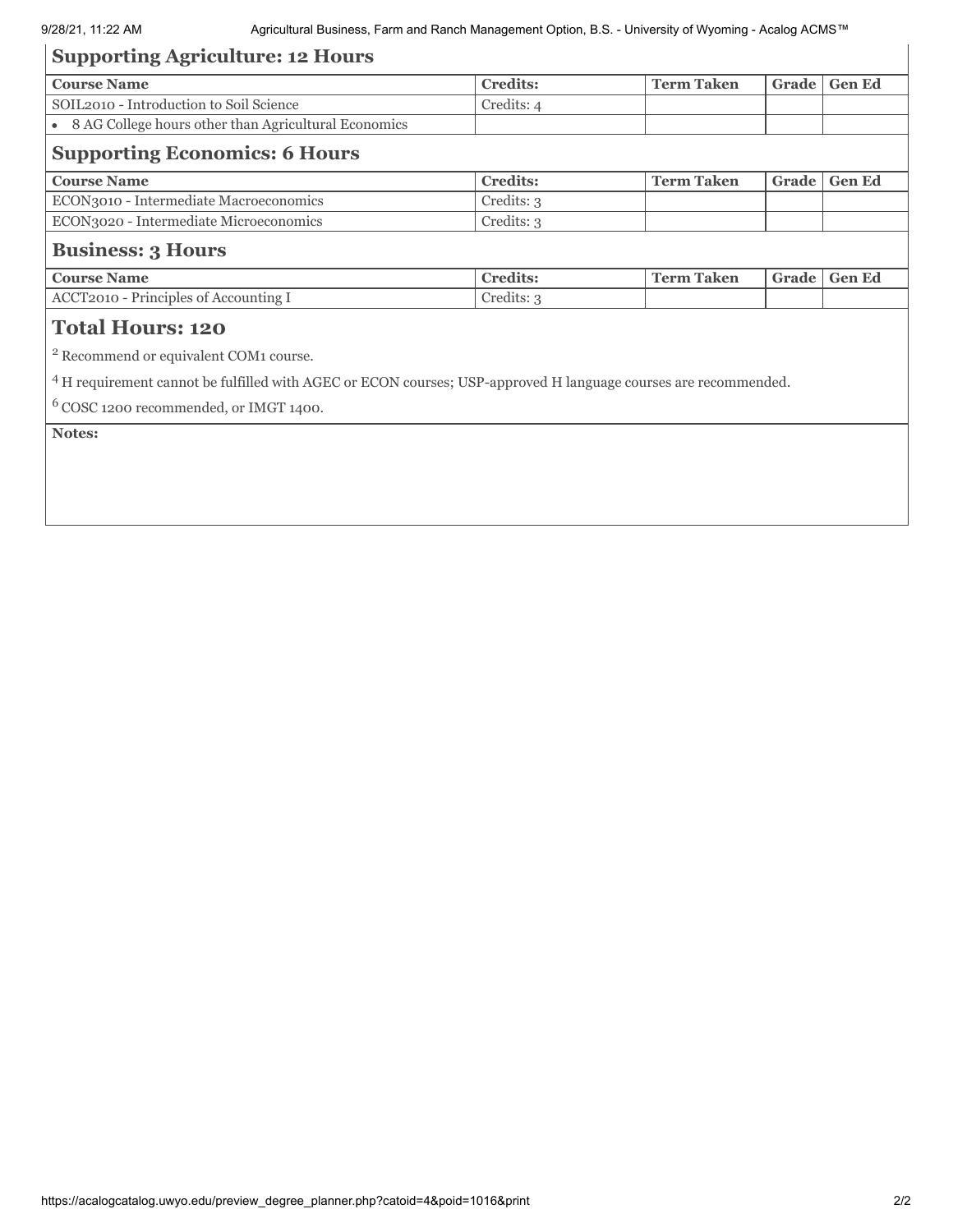## Supporting Agriculture: 12 Hours

| Course Name | Credits: | Term Taken | Grade | Gen Ed |
|---|---|---|---|---|
| SOIL2010 - Introduction to Soil Science | Credits: 4 | | | |
| • 8 AG College hours other than Agricultural Economics | | | | |

## Supporting Economics: 6 Hours

| Course Name | Credits: | Term Taken | Grade | Gen Ed |
|---|---|---|---|---|
| ECON3010 - Intermediate Macroeconomics | Credits: 3 | | | |
| ECON3020 - Intermediate Microeconomics | Credits: 3 | | | |

## Business: 3 Hours

| Course Name | Credits: | Term Taken | Grade | Gen Ed |
|---|---|---|---|---|
| ACCT2010 - Principles of Accounting I | Credits: 3 | | | |

## Total Hours: 120

[2] Recommend or equivalent COM1 course.

[4] H requirement cannot be fulfilled with AGEC or ECON courses; USP-approved H language courses are recommended.

[6] COSC 1200 recommended, or IMGT 1400.

**Notes:**